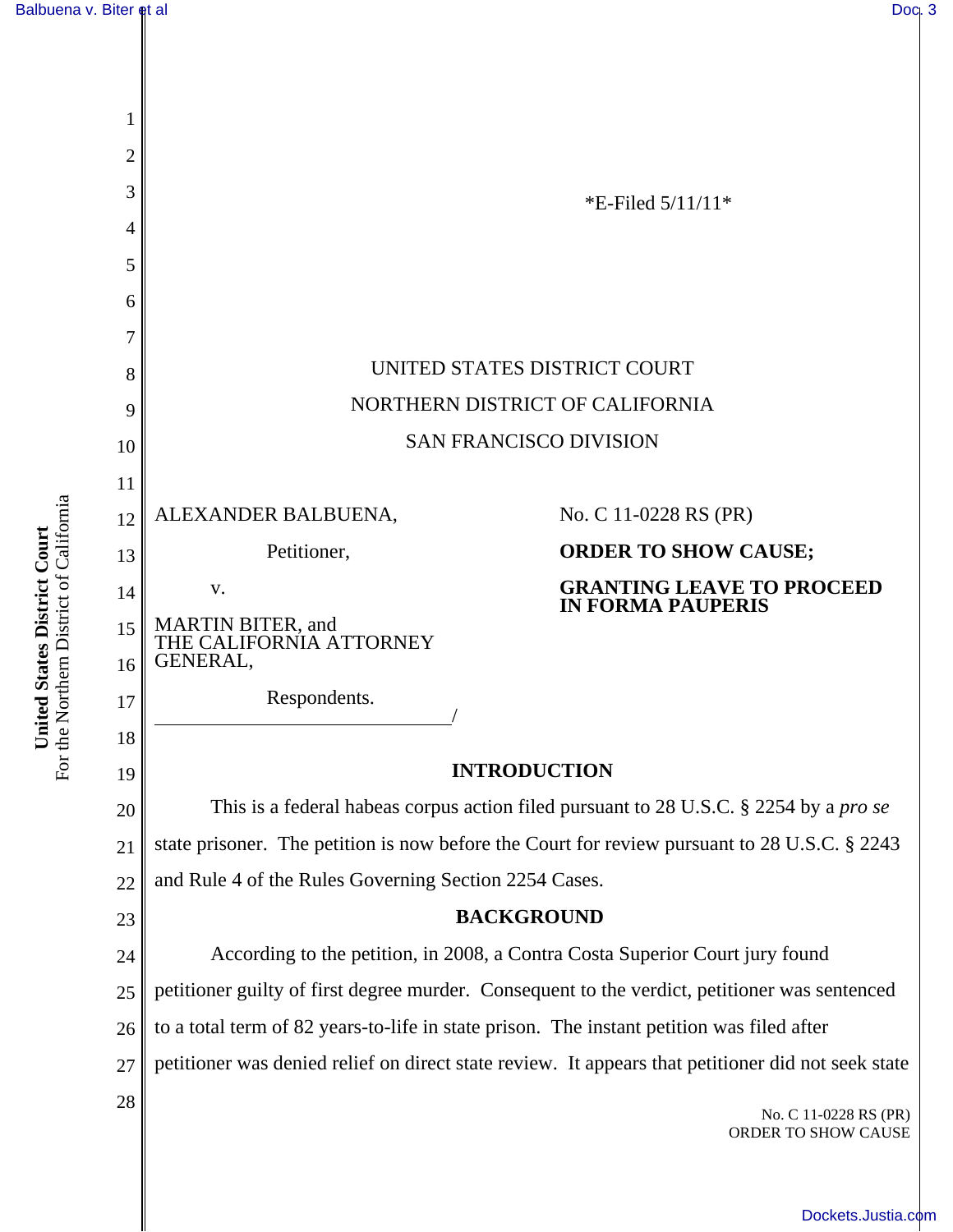*E-Filed 5/11/11*

UNITED STATES DISTRICT COURT

NORTHERN DISTRICT OF CALIFORNIA

SAN FRANCISCO DIVISION

ALEXANDER BALBUENA,

Petitioner,

v.

MARTIN BITER, and THE CALIFORNIA ATTORNEY GENERAL,

Respondents.

No. C 11-0228 RS (PR)

**ORDER TO SHOW CAUSE;**

**GRANTING LEAVE TO PROCEED IN FORMA PAUPERIS**

## INTRODUCTION

This is a federal habeas corpus action filed pursuant to 28 U.S.C. § 2254 by a *pro se* state prisoner. The petition is now before the Court for review pursuant to 28 U.S.C. § 2243 and Rule 4 of the Rules Governing Section 2254 Cases.

## BACKGROUND

According to the petition, in 2008, a Contra Costa Superior Court jury found petitioner guilty of first degree murder. Consequent to the verdict, petitioner was sentenced to a total term of 82 years-to-life in state prison. The instant petition was filed after petitioner was denied relief on direct state review. It appears that petitioner did not seek state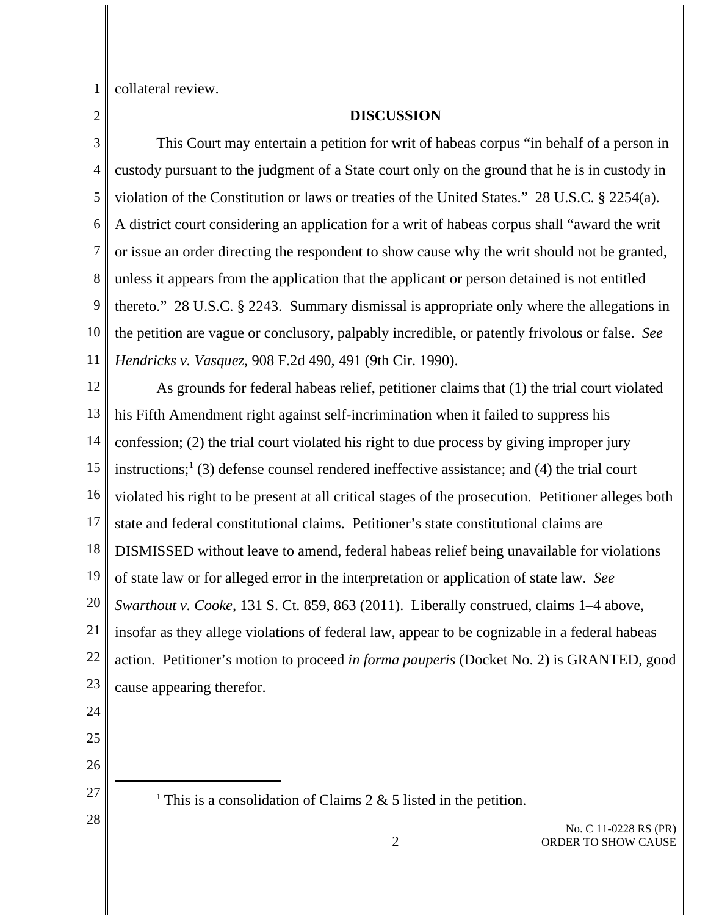collateral review.

## DISCUSSION

This Court may entertain a petition for writ of habeas corpus "in behalf of a person in custody pursuant to the judgment of a State court only on the ground that he is in custody in violation of the Constitution or laws or treaties of the United States." 28 U.S.C. § 2254(a). A district court considering an application for a writ of habeas corpus shall "award the writ or issue an order directing the respondent to show cause why the writ should not be granted, unless it appears from the application that the applicant or person detained is not entitled thereto." 28 U.S.C. § 2243. Summary dismissal is appropriate only where the allegations in the petition are vague or conclusory, palpably incredible, or patently frivolous or false. *See Hendricks v. Vasquez*, 908 F.2d 490, 491 (9th Cir. 1990).

As grounds for federal habeas relief, petitioner claims that (1) the trial court violated his Fifth Amendment right against self-incrimination when it failed to suppress his confession; (2) the trial court violated his right to due process by giving improper jury instructions;[1] (3) defense counsel rendered ineffective assistance; and (4) the trial court violated his right to be present at all critical stages of the prosecution. Petitioner alleges both state and federal constitutional claims. Petitioner's state constitutional claims are DISMISSED without leave to amend, federal habeas relief being unavailable for violations of state law or for alleged error in the interpretation or application of state law. *See Swarthout v. Cooke*, 131 S. Ct. 859, 863 (2011). Liberally construed, claims 1–4 above, insofar as they allege violations of federal law, appear to be cognizable in a federal habeas action. Petitioner's motion to proceed *in forma pauperis* (Docket No. 2) is GRANTED, good cause appearing therefor.

[1] This is a consolidation of Claims 2 & 5 listed in the petition.

No. C 11-0228 RS (PR)
ORDER TO SHOW CAUSE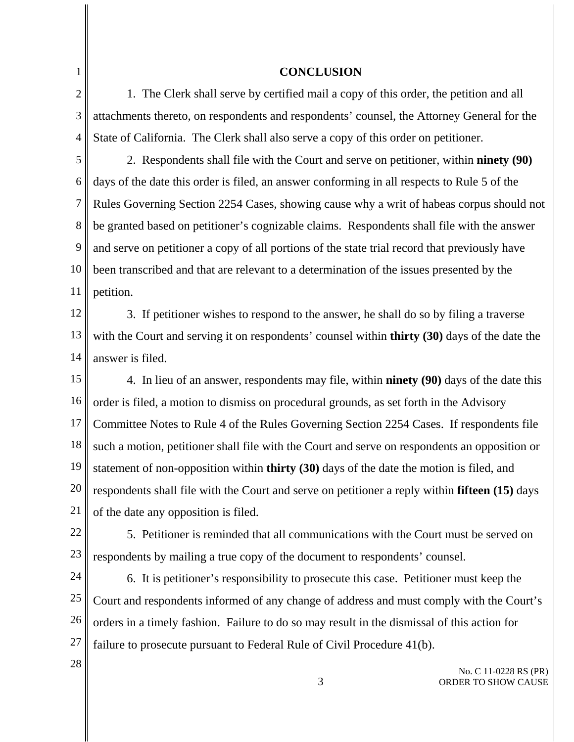## CONCLUSION

1. The Clerk shall serve by certified mail a copy of this order, the petition and all attachments thereto, on respondents and respondents' counsel, the Attorney General for the State of California. The Clerk shall also serve a copy of this order on petitioner.

2. Respondents shall file with the Court and serve on petitioner, within **ninety (90)** days of the date this order is filed, an answer conforming in all respects to Rule 5 of the Rules Governing Section 2254 Cases, showing cause why a writ of habeas corpus should not be granted based on petitioner's cognizable claims. Respondents shall file with the answer and serve on petitioner a copy of all portions of the state trial record that previously have been transcribed and that are relevant to a determination of the issues presented by the petition.

3. If petitioner wishes to respond to the answer, he shall do so by filing a traverse with the Court and serving it on respondents' counsel within **thirty (30)** days of the date the answer is filed.

4. In lieu of an answer, respondents may file, within **ninety (90)** days of the date this order is filed, a motion to dismiss on procedural grounds, as set forth in the Advisory Committee Notes to Rule 4 of the Rules Governing Section 2254 Cases. If respondents file such a motion, petitioner shall file with the Court and serve on respondents an opposition or statement of non-opposition within **thirty (30)** days of the date the motion is filed, and respondents shall file with the Court and serve on petitioner a reply within **fifteen (15)** days of the date any opposition is filed.

5. Petitioner is reminded that all communications with the Court must be served on respondents by mailing a true copy of the document to respondents' counsel.

6. It is petitioner's responsibility to prosecute this case. Petitioner must keep the Court and respondents informed of any change of address and must comply with the Court's orders in a timely fashion. Failure to do so may result in the dismissal of this action for failure to prosecute pursuant to Federal Rule of Civil Procedure 41(b).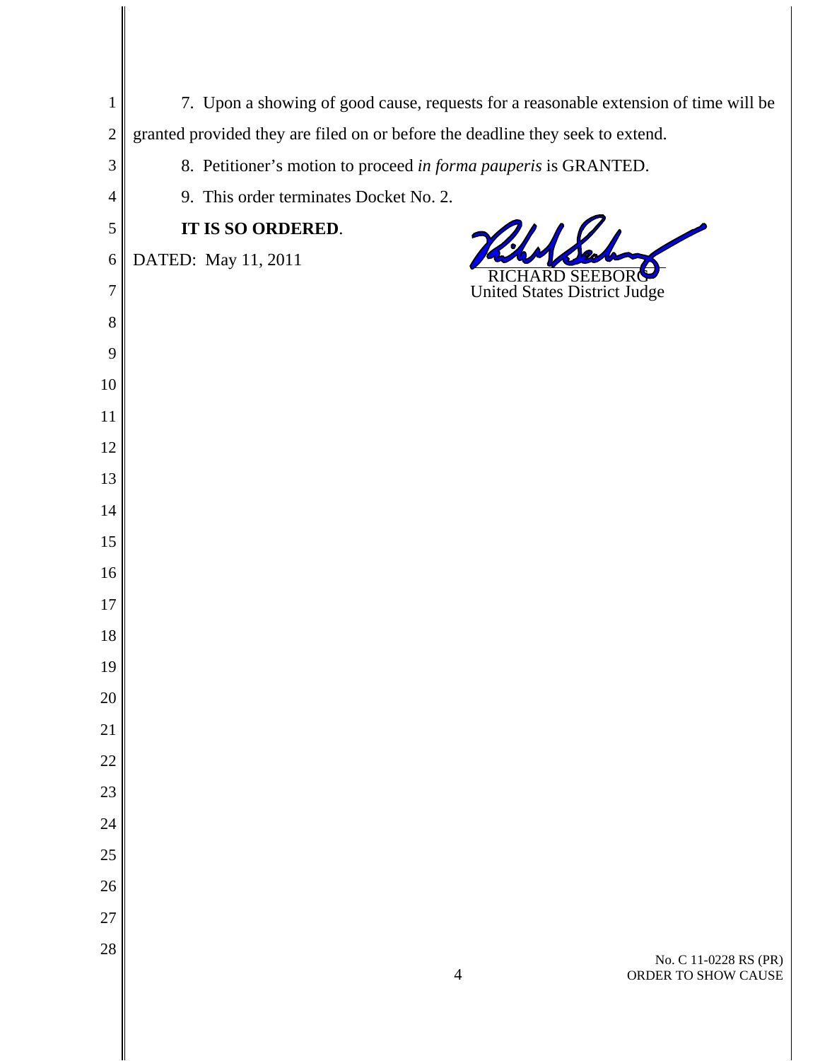7. Upon a showing of good cause, requests for a reasonable extension of time will be granted provided they are filed on or before the deadline they seek to extend.

8. Petitioner's motion to proceed *in forma pauperis* is GRANTED.

9. This order terminates Docket No. 2.

**IT IS SO ORDERED**.

DATED: May 11, 2011

RICHARD SEEBORG
United States District Judge

No. C 11-0228 RS (PR)
ORDER TO SHOW CAUSE